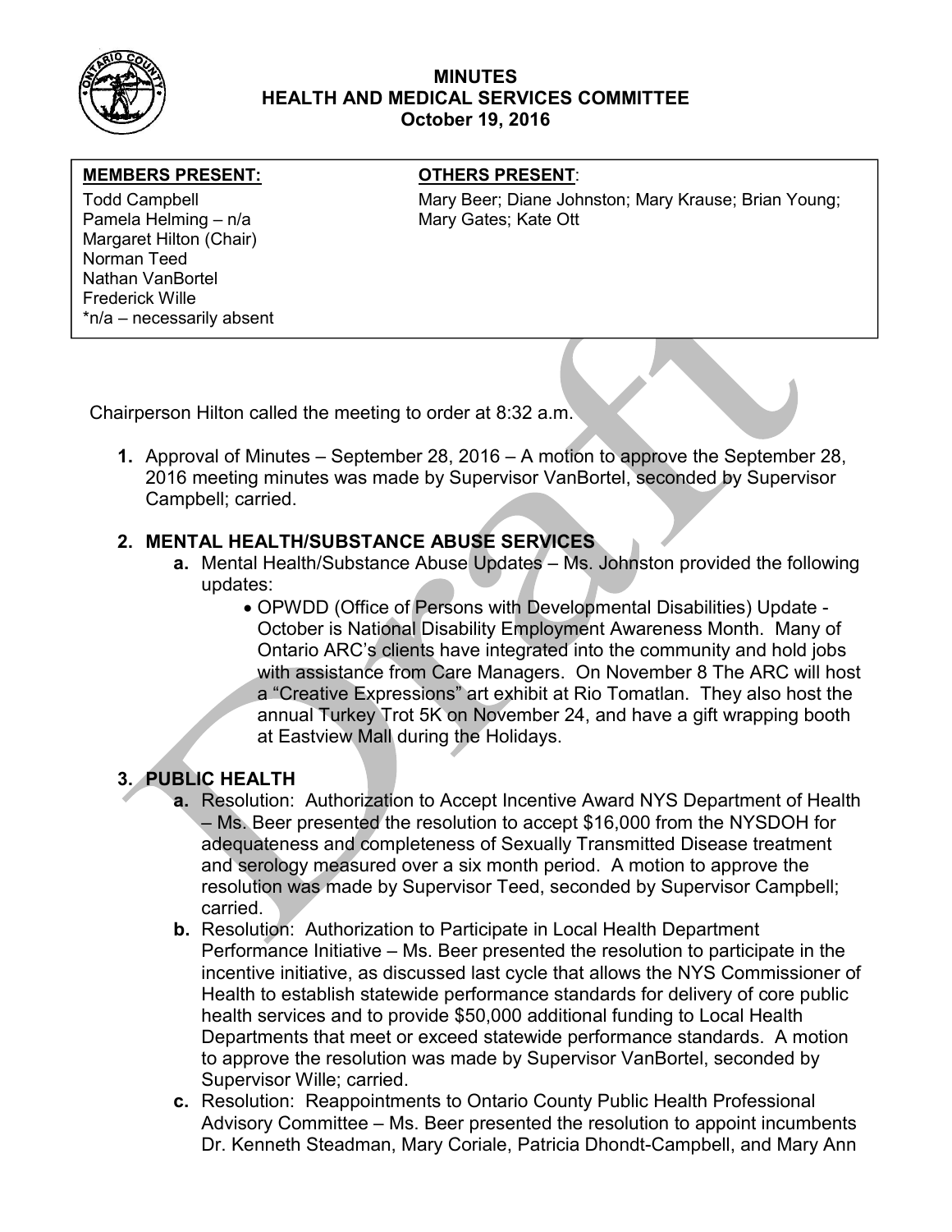# MINUTES
# HEALTH AND MEDICAL SERVICES COMMITTEE
# October 19, 2016

| MEMBERS PRESENT: | OTHERS PRESENT: |
| --- | --- |
| Todd Campbell<br>Pamela Helming – n/a<br>Margaret Hilton (Chair)<br>Norman Teed<br>Nathan VanBortel<br>Frederick Wille<br>*n/a – necessarily absent | Mary Beer; Diane Johnston; Mary Krause; Brian Young; Mary Gates; Kate Ott |

Chairperson Hilton called the meeting to order at 8:32 a.m.

**1.** Approval of Minutes – September 28, 2016 – A motion to approve the September 28, 2016 meeting minutes was made by Supervisor VanBortel, seconded by Supervisor Campbell; carried.

## 2. MENTAL HEALTH/SUBSTANCE ABUSE SERVICES

**a.** Mental Health/Substance Abuse Updates – Ms. Johnston provided the following updates:

- OPWDD (Office of Persons with Developmental Disabilities) Update - October is National Disability Employment Awareness Month. Many of Ontario ARC's clients have integrated into the community and hold jobs with assistance from Care Managers. On November 8 The ARC will host a "Creative Expressions" art exhibit at Rio Tomatlan. They also host the annual Turkey Trot 5K on November 24, and have a gift wrapping booth at Eastview Mall during the Holidays.

## 3. PUBLIC HEALTH

**a.** Resolution: Authorization to Accept Incentive Award NYS Department of Health – Ms. Beer presented the resolution to accept $16,000 from the NYSDOH for adequateness and completeness of Sexually Transmitted Disease treatment and serology measured over a six month period. A motion to approve the resolution was made by Supervisor Teed, seconded by Supervisor Campbell; carried.

**b.** Resolution: Authorization to Participate in Local Health Department Performance Initiative – Ms. Beer presented the resolution to participate in the incentive initiative, as discussed last cycle that allows the NYS Commissioner of Health to establish statewide performance standards for delivery of core public health services and to provide $50,000 additional funding to Local Health Departments that meet or exceed statewide performance standards. A motion to approve the resolution was made by Supervisor VanBortel, seconded by Supervisor Wille; carried.

**c.** Resolution: Reappointments to Ontario County Public Health Professional Advisory Committee – Ms. Beer presented the resolution to appoint incumbents Dr. Kenneth Steadman, Mary Coriale, Patricia Dhondt-Campbell, and Mary Ann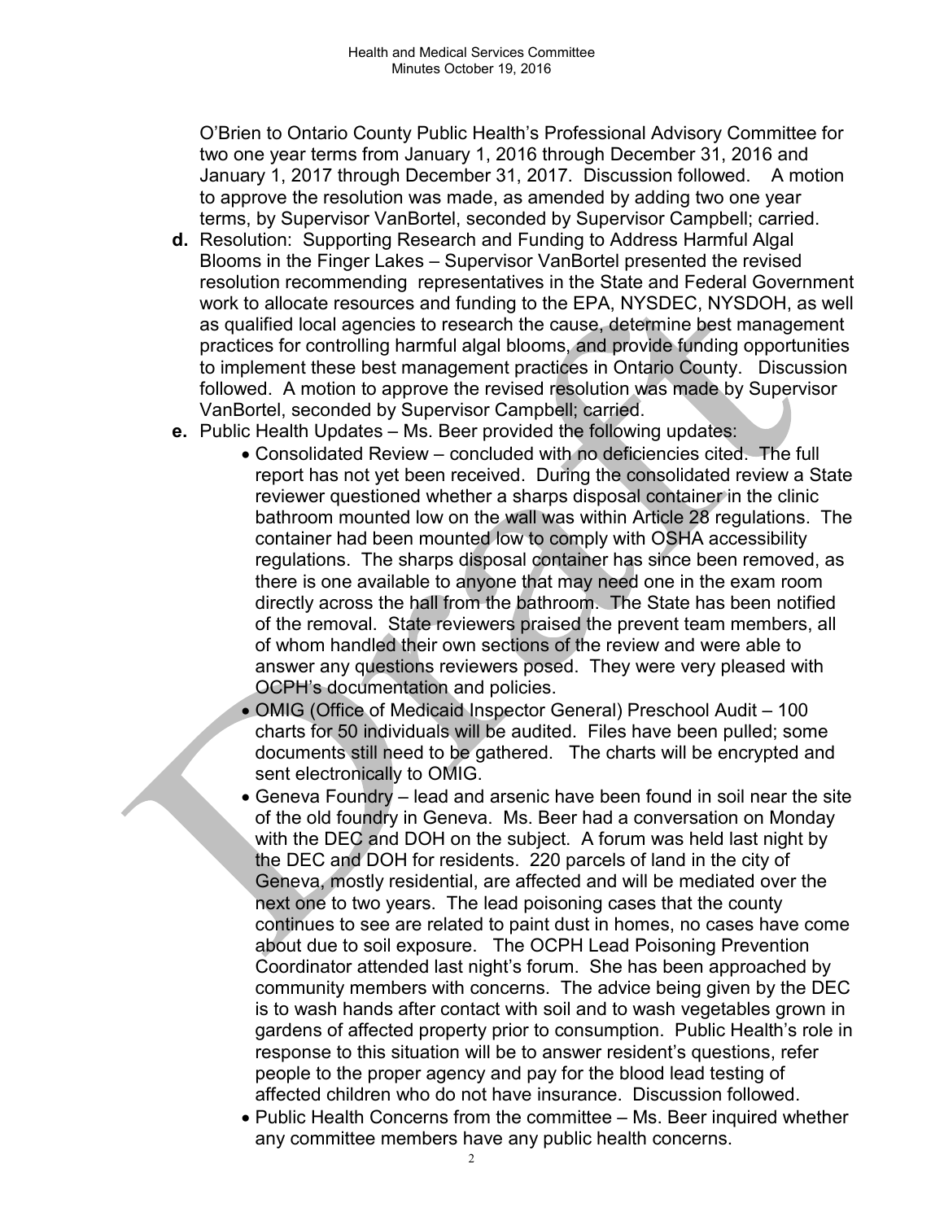O'Brien to Ontario County Public Health's Professional Advisory Committee for two one year terms from January 1, 2016 through December 31, 2016 and January 1, 2017 through December 31, 2017. Discussion followed. A motion to approve the resolution was made, as amended by adding two one year terms, by Supervisor VanBortel, seconded by Supervisor Campbell; carried.

**d.** Resolution: Supporting Research and Funding to Address Harmful Algal Blooms in the Finger Lakes – Supervisor VanBortel presented the revised resolution recommending representatives in the State and Federal Government work to allocate resources and funding to the EPA, NYSDEC, NYSDOH, as well as qualified local agencies to research the cause, determine best management practices for controlling harmful algal blooms, and provide funding opportunities to implement these best management practices in Ontario County. Discussion followed. A motion to approve the revised resolution was made by Supervisor VanBortel, seconded by Supervisor Campbell; carried.

**e.** Public Health Updates – Ms. Beer provided the following updates:

- Consolidated Review – concluded with no deficiencies cited. The full report has not yet been received. During the consolidated review a State reviewer questioned whether a sharps disposal container in the clinic bathroom mounted low on the wall was within Article 28 regulations. The container had been mounted low to comply with OSHA accessibility regulations. The sharps disposal container has since been removed, as there is one available to anyone that may need one in the exam room directly across the hall from the bathroom. The State has been notified of the removal. State reviewers praised the prevent team members, all of whom handled their own sections of the review and were able to answer any questions reviewers posed. They were very pleased with OCPH's documentation and policies.
- OMIG (Office of Medicaid Inspector General) Preschool Audit – 100 charts for 50 individuals will be audited. Files have been pulled; some documents still need to be gathered. The charts will be encrypted and sent electronically to OMIG.
- Geneva Foundry – lead and arsenic have been found in soil near the site of the old foundry in Geneva. Ms. Beer had a conversation on Monday with the DEC and DOH on the subject. A forum was held last night by the DEC and DOH for residents. 220 parcels of land in the city of Geneva, mostly residential, are affected and will be mediated over the next one to two years. The lead poisoning cases that the county continues to see are related to paint dust in homes, no cases have come about due to soil exposure. The OCPH Lead Poisoning Prevention Coordinator attended last night's forum. She has been approached by community members with concerns. The advice being given by the DEC is to wash hands after contact with soil and to wash vegetables grown in gardens of affected property prior to consumption. Public Health's role in response to this situation will be to answer resident's questions, refer people to the proper agency and pay for the blood lead testing of affected children who do not have insurance. Discussion followed.
- Public Health Concerns from the committee – Ms. Beer inquired whether any committee members have any public health concerns.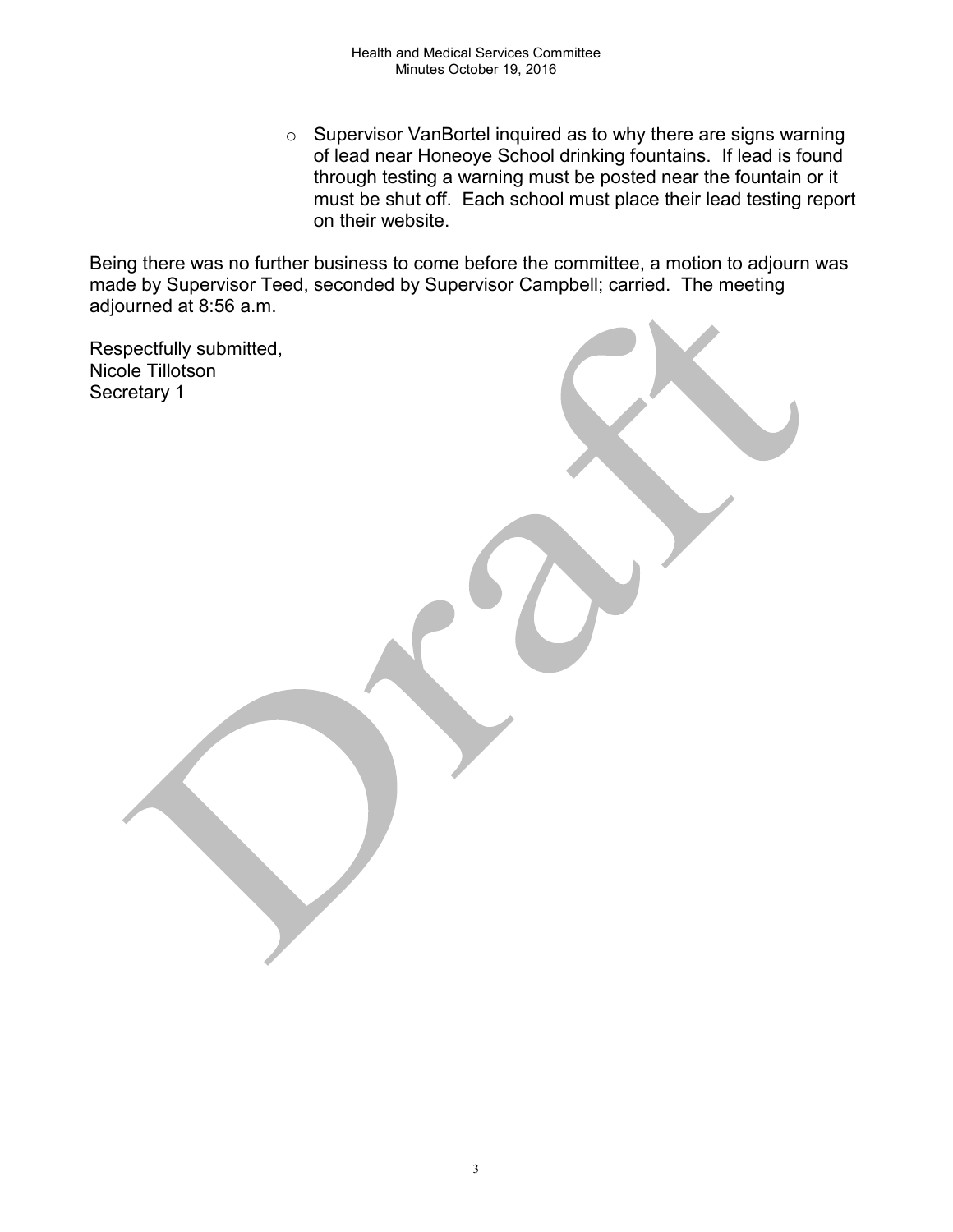- Supervisor VanBortel inquired as to why there are signs warning of lead near Honeoye School drinking fountains. If lead is found through testing a warning must be posted near the fountain or it must be shut off. Each school must place their lead testing report on their website.

Being there was no further business to come before the committee, a motion to adjourn was made by Supervisor Teed, seconded by Supervisor Campbell; carried. The meeting adjourned at 8:56 a.m.

Respectfully submitted,
Nicole Tillotson
Secretary 1